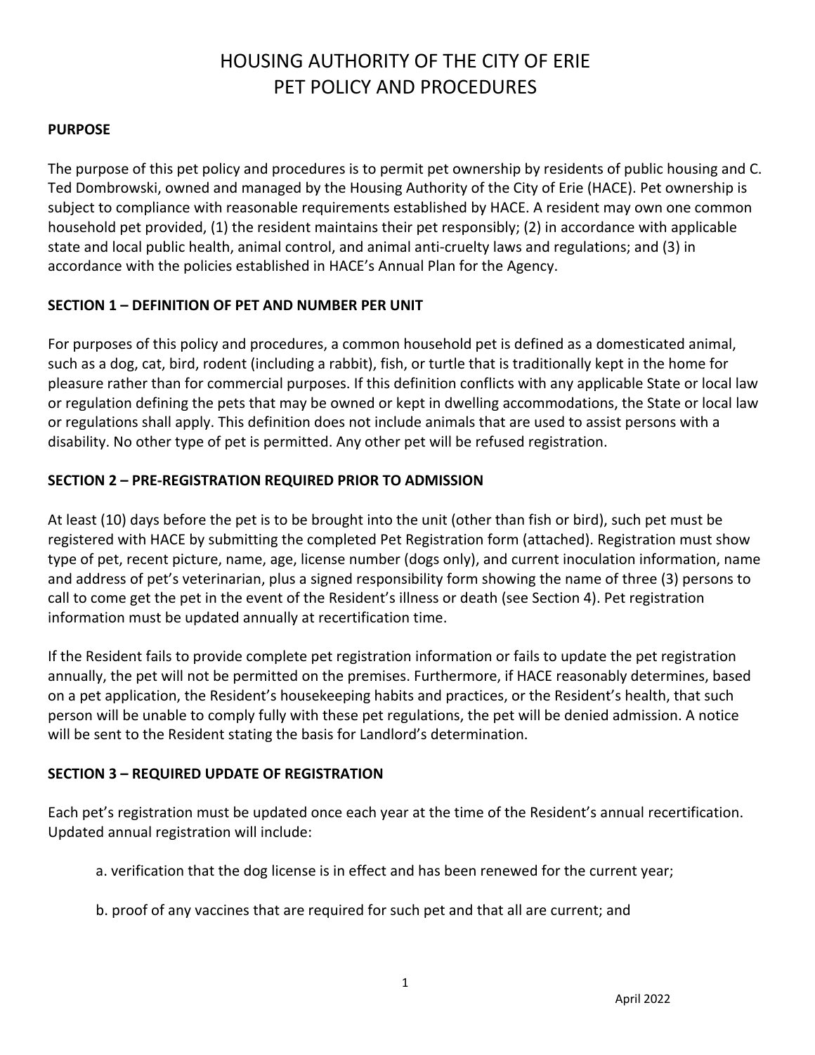# HOUSING AUTHORITY OF THE CITY OF ERIE
# PET POLICY AND PROCEDURES

**PURPOSE**

The purpose of this pet policy and procedures is to permit pet ownership by residents of public housing and C. Ted Dombrowski, owned and managed by the Housing Authority of the City of Erie (HACE). Pet ownership is subject to compliance with reasonable requirements established by HACE. A resident may own one common household pet provided, (1) the resident maintains their pet responsibly; (2) in accordance with applicable state and local public health, animal control, and animal anti-cruelty laws and regulations; and (3) in accordance with the policies established in HACE's Annual Plan for the Agency.

**SECTION 1 – DEFINITION OF PET AND NUMBER PER UNIT**

For purposes of this policy and procedures, a common household pet is defined as a domesticated animal, such as a dog, cat, bird, rodent (including a rabbit), fish, or turtle that is traditionally kept in the home for pleasure rather than for commercial purposes. If this definition conflicts with any applicable State or local law or regulation defining the pets that may be owned or kept in dwelling accommodations, the State or local law or regulations shall apply. This definition does not include animals that are used to assist persons with a disability. No other type of pet is permitted. Any other pet will be refused registration.

**SECTION 2 – PRE-REGISTRATION REQUIRED PRIOR TO ADMISSION**

At least (10) days before the pet is to be brought into the unit (other than fish or bird), such pet must be registered with HACE by submitting the completed Pet Registration form (attached). Registration must show type of pet, recent picture, name, age, license number (dogs only), and current inoculation information, name and address of pet's veterinarian, plus a signed responsibility form showing the name of three (3) persons to call to come get the pet in the event of the Resident's illness or death (see Section 4). Pet registration information must be updated annually at recertification time.

If the Resident fails to provide complete pet registration information or fails to update the pet registration annually, the pet will not be permitted on the premises. Furthermore, if HACE reasonably determines, based on a pet application, the Resident's housekeeping habits and practices, or the Resident's health, that such person will be unable to comply fully with these pet regulations, the pet will be denied admission. A notice will be sent to the Resident stating the basis for Landlord's determination.

**SECTION 3 – REQUIRED UPDATE OF REGISTRATION**

Each pet's registration must be updated once each year at the time of the Resident's annual recertification. Updated annual registration will include:

a. verification that the dog license is in effect and has been renewed for the current year;

b. proof of any vaccines that are required for such pet and that all are current; and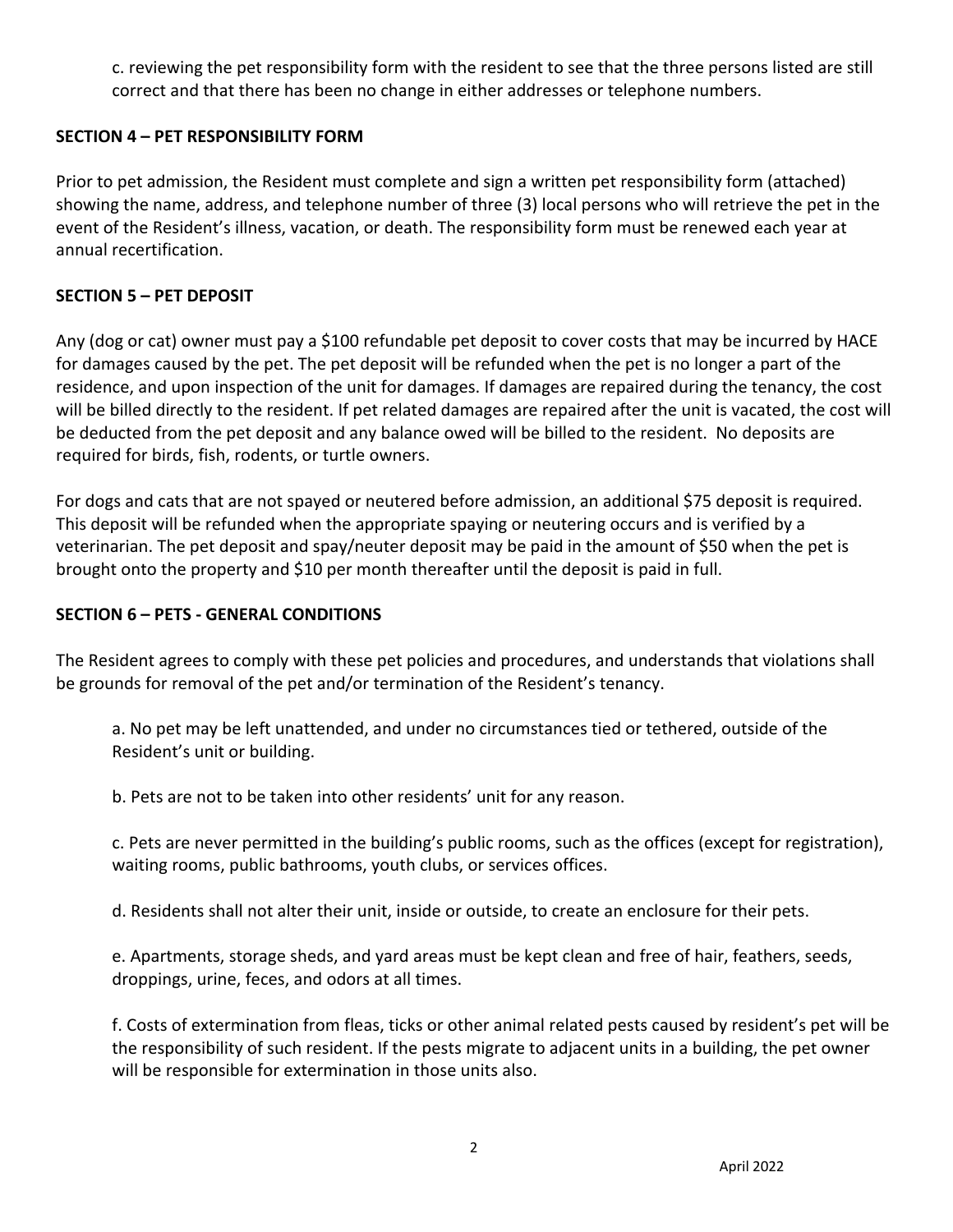c. reviewing the pet responsibility form with the resident to see that the three persons listed are still correct and that there has been no change in either addresses or telephone numbers.

**SECTION 4 – PET RESPONSIBILITY FORM**

Prior to pet admission, the Resident must complete and sign a written pet responsibility form (attached) showing the name, address, and telephone number of three (3) local persons who will retrieve the pet in the event of the Resident's illness, vacation, or death. The responsibility form must be renewed each year at annual recertification.

**SECTION 5 – PET DEPOSIT**

Any (dog or cat) owner must pay a $100 refundable pet deposit to cover costs that may be incurred by HACE for damages caused by the pet. The pet deposit will be refunded when the pet is no longer a part of the residence, and upon inspection of the unit for damages. If damages are repaired during the tenancy, the cost will be billed directly to the resident. If pet related damages are repaired after the unit is vacated, the cost will be deducted from the pet deposit and any balance owed will be billed to the resident. No deposits are required for birds, fish, rodents, or turtle owners.

For dogs and cats that are not spayed or neutered before admission, an additional $75 deposit is required. This deposit will be refunded when the appropriate spaying or neutering occurs and is verified by a veterinarian. The pet deposit and spay/neuter deposit may be paid in the amount of $50 when the pet is brought onto the property and $10 per month thereafter until the deposit is paid in full.

**SECTION 6 – PETS - GENERAL CONDITIONS**

The Resident agrees to comply with these pet policies and procedures, and understands that violations shall be grounds for removal of the pet and/or termination of the Resident's tenancy.

a. No pet may be left unattended, and under no circumstances tied or tethered, outside of the Resident's unit or building.

b. Pets are not to be taken into other residents' unit for any reason.

c. Pets are never permitted in the building's public rooms, such as the offices (except for registration), waiting rooms, public bathrooms, youth clubs, or services offices.

d. Residents shall not alter their unit, inside or outside, to create an enclosure for their pets.

e. Apartments, storage sheds, and yard areas must be kept clean and free of hair, feathers, seeds, droppings, urine, feces, and odors at all times.

f. Costs of extermination from fleas, ticks or other animal related pests caused by resident's pet will be the responsibility of such resident. If the pests migrate to adjacent units in a building, the pet owner will be responsible for extermination in those units also.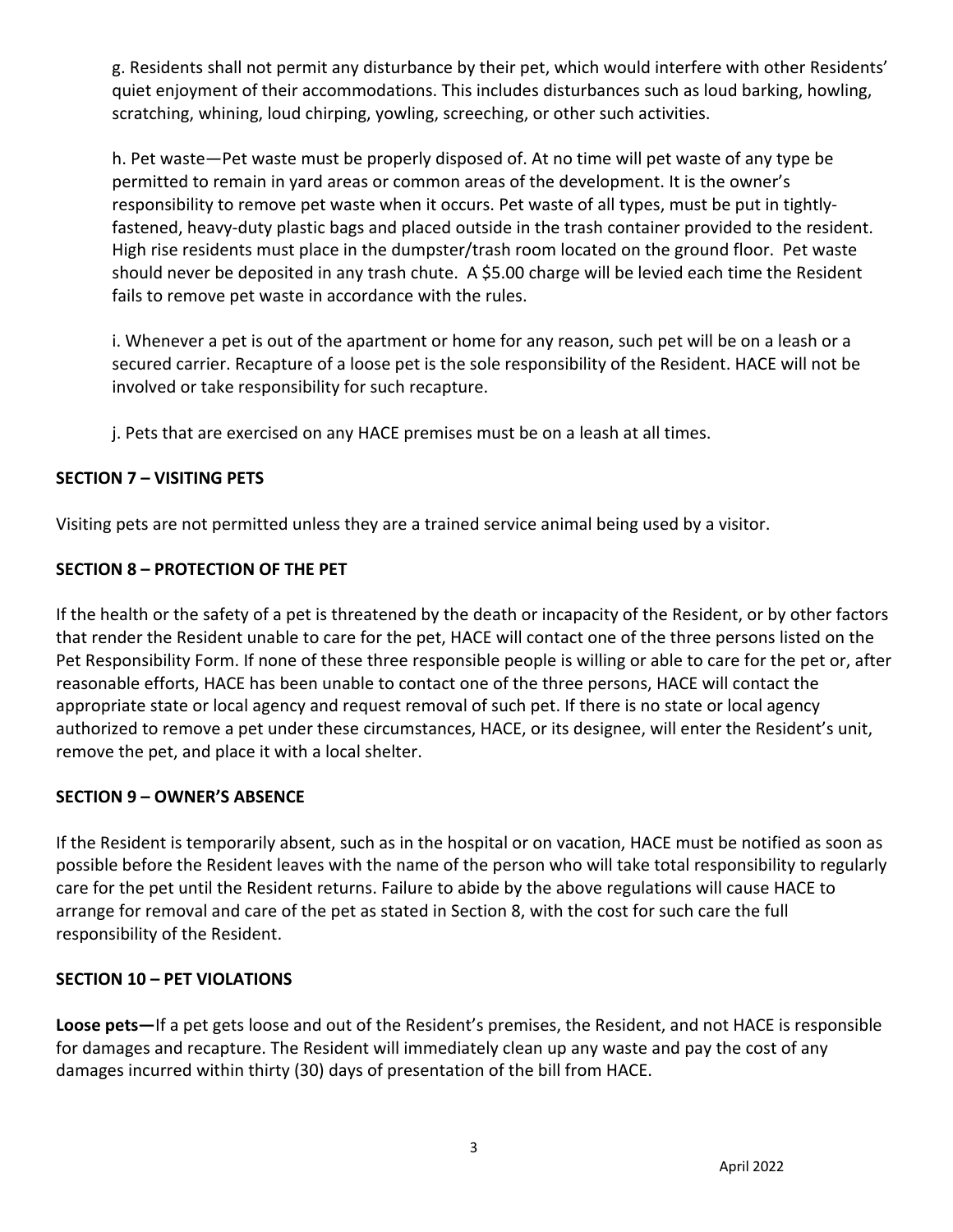g. Residents shall not permit any disturbance by their pet, which would interfere with other Residents' quiet enjoyment of their accommodations. This includes disturbances such as loud barking, howling, scratching, whining, loud chirping, yowling, screeching, or other such activities.

h. Pet waste—Pet waste must be properly disposed of. At no time will pet waste of any type be permitted to remain in yard areas or common areas of the development. It is the owner's responsibility to remove pet waste when it occurs. Pet waste of all types, must be put in tightly-fastened, heavy-duty plastic bags and placed outside in the trash container provided to the resident. High rise residents must place in the dumpster/trash room located on the ground floor. Pet waste should never be deposited in any trash chute. A $5.00 charge will be levied each time the Resident fails to remove pet waste in accordance with the rules.

i. Whenever a pet is out of the apartment or home for any reason, such pet will be on a leash or a secured carrier. Recapture of a loose pet is the sole responsibility of the Resident. HACE will not be involved or take responsibility for such recapture.

j. Pets that are exercised on any HACE premises must be on a leash at all times.

**SECTION 7 – VISITING PETS**

Visiting pets are not permitted unless they are a trained service animal being used by a visitor.

**SECTION 8 – PROTECTION OF THE PET**

If the health or the safety of a pet is threatened by the death or incapacity of the Resident, or by other factors that render the Resident unable to care for the pet, HACE will contact one of the three persons listed on the Pet Responsibility Form. If none of these three responsible people is willing or able to care for the pet or, after reasonable efforts, HACE has been unable to contact one of the three persons, HACE will contact the appropriate state or local agency and request removal of such pet. If there is no state or local agency authorized to remove a pet under these circumstances, HACE, or its designee, will enter the Resident's unit, remove the pet, and place it with a local shelter.

**SECTION 9 – OWNER'S ABSENCE**

If the Resident is temporarily absent, such as in the hospital or on vacation, HACE must be notified as soon as possible before the Resident leaves with the name of the person who will take total responsibility to regularly care for the pet until the Resident returns. Failure to abide by the above regulations will cause HACE to arrange for removal and care of the pet as stated in Section 8, with the cost for such care the full responsibility of the Resident.

**SECTION 10 – PET VIOLATIONS**

**Loose pets—**If a pet gets loose and out of the Resident's premises, the Resident, and not HACE is responsible for damages and recapture. The Resident will immediately clean up any waste and pay the cost of any damages incurred within thirty (30) days of presentation of the bill from HACE.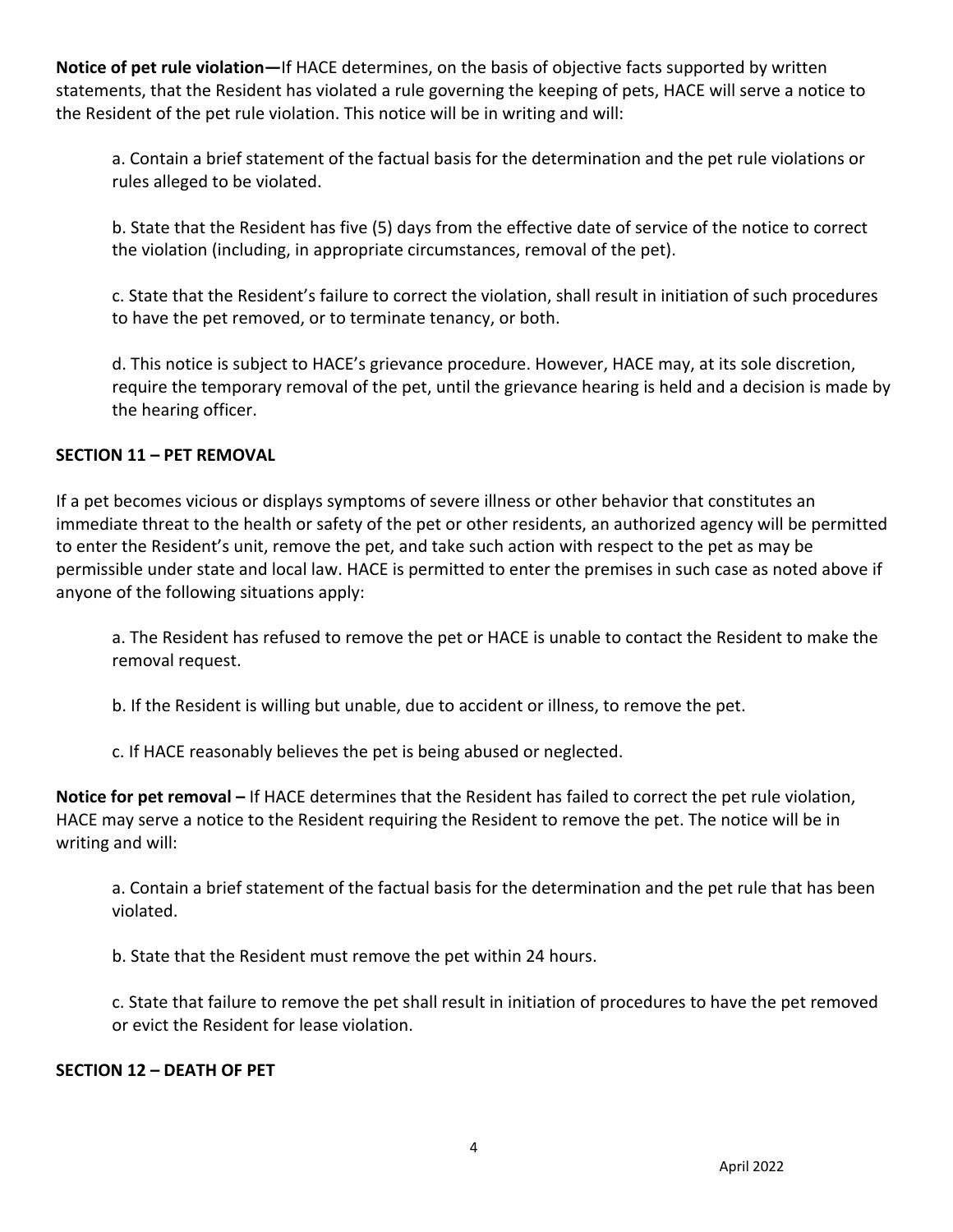**Notice of pet rule violation—**If HACE determines, on the basis of objective facts supported by written statements, that the Resident has violated a rule governing the keeping of pets, HACE will serve a notice to the Resident of the pet rule violation. This notice will be in writing and will:

a. Contain a brief statement of the factual basis for the determination and the pet rule violations or rules alleged to be violated.

b. State that the Resident has five (5) days from the effective date of service of the notice to correct the violation (including, in appropriate circumstances, removal of the pet).

c. State that the Resident's failure to correct the violation, shall result in initiation of such procedures to have the pet removed, or to terminate tenancy, or both.

d. This notice is subject to HACE's grievance procedure. However, HACE may, at its sole discretion, require the temporary removal of the pet, until the grievance hearing is held and a decision is made by the hearing officer.

## SECTION 11 – PET REMOVAL

If a pet becomes vicious or displays symptoms of severe illness or other behavior that constitutes an immediate threat to the health or safety of the pet or other residents, an authorized agency will be permitted to enter the Resident's unit, remove the pet, and take such action with respect to the pet as may be permissible under state and local law. HACE is permitted to enter the premises in such case as noted above if anyone of the following situations apply:

a. The Resident has refused to remove the pet or HACE is unable to contact the Resident to make the removal request.

b. If the Resident is willing but unable, due to accident or illness, to remove the pet.

c. If HACE reasonably believes the pet is being abused or neglected.

**Notice for pet removal –** If HACE determines that the Resident has failed to correct the pet rule violation, HACE may serve a notice to the Resident requiring the Resident to remove the pet. The notice will be in writing and will:

a. Contain a brief statement of the factual basis for the determination and the pet rule that has been violated.

b. State that the Resident must remove the pet within 24 hours.

c. State that failure to remove the pet shall result in initiation of procedures to have the pet removed or evict the Resident for lease violation.

## SECTION 12 – DEATH OF PET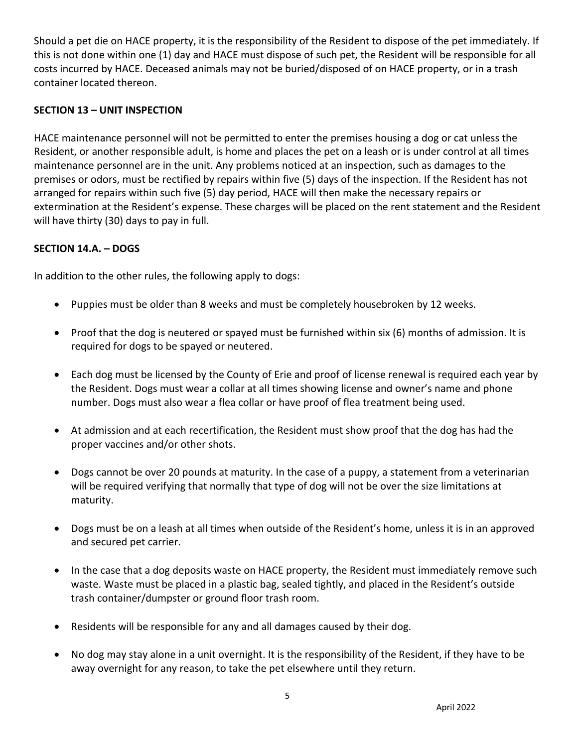Should a pet die on HACE property, it is the responsibility of the Resident to dispose of the pet immediately. If this is not done within one (1) day and HACE must dispose of such pet, the Resident will be responsible for all costs incurred by HACE. Deceased animals may not be buried/disposed of on HACE property, or in a trash container located thereon.

## SECTION 13 – UNIT INSPECTION

HACE maintenance personnel will not be permitted to enter the premises housing a dog or cat unless the Resident, or another responsible adult, is home and places the pet on a leash or is under control at all times maintenance personnel are in the unit. Any problems noticed at an inspection, such as damages to the premises or odors, must be rectified by repairs within five (5) days of the inspection. If the Resident has not arranged for repairs within such five (5) day period, HACE will then make the necessary repairs or extermination at the Resident's expense. These charges will be placed on the rent statement and the Resident will have thirty (30) days to pay in full.

## SECTION 14.A. – DOGS

In addition to the other rules, the following apply to dogs:

- Puppies must be older than 8 weeks and must be completely housebroken by 12 weeks.
- Proof that the dog is neutered or spayed must be furnished within six (6) months of admission. It is required for dogs to be spayed or neutered.
- Each dog must be licensed by the County of Erie and proof of license renewal is required each year by the Resident. Dogs must wear a collar at all times showing license and owner's name and phone number. Dogs must also wear a flea collar or have proof of flea treatment being used.
- At admission and at each recertification, the Resident must show proof that the dog has had the proper vaccines and/or other shots.
- Dogs cannot be over 20 pounds at maturity. In the case of a puppy, a statement from a veterinarian will be required verifying that normally that type of dog will not be over the size limitations at maturity.
- Dogs must be on a leash at all times when outside of the Resident's home, unless it is in an approved and secured pet carrier.
- In the case that a dog deposits waste on HACE property, the Resident must immediately remove such waste. Waste must be placed in a plastic bag, sealed tightly, and placed in the Resident's outside trash container/dumpster or ground floor trash room.
- Residents will be responsible for any and all damages caused by their dog.
- No dog may stay alone in a unit overnight. It is the responsibility of the Resident, if they have to be away overnight for any reason, to take the pet elsewhere until they return.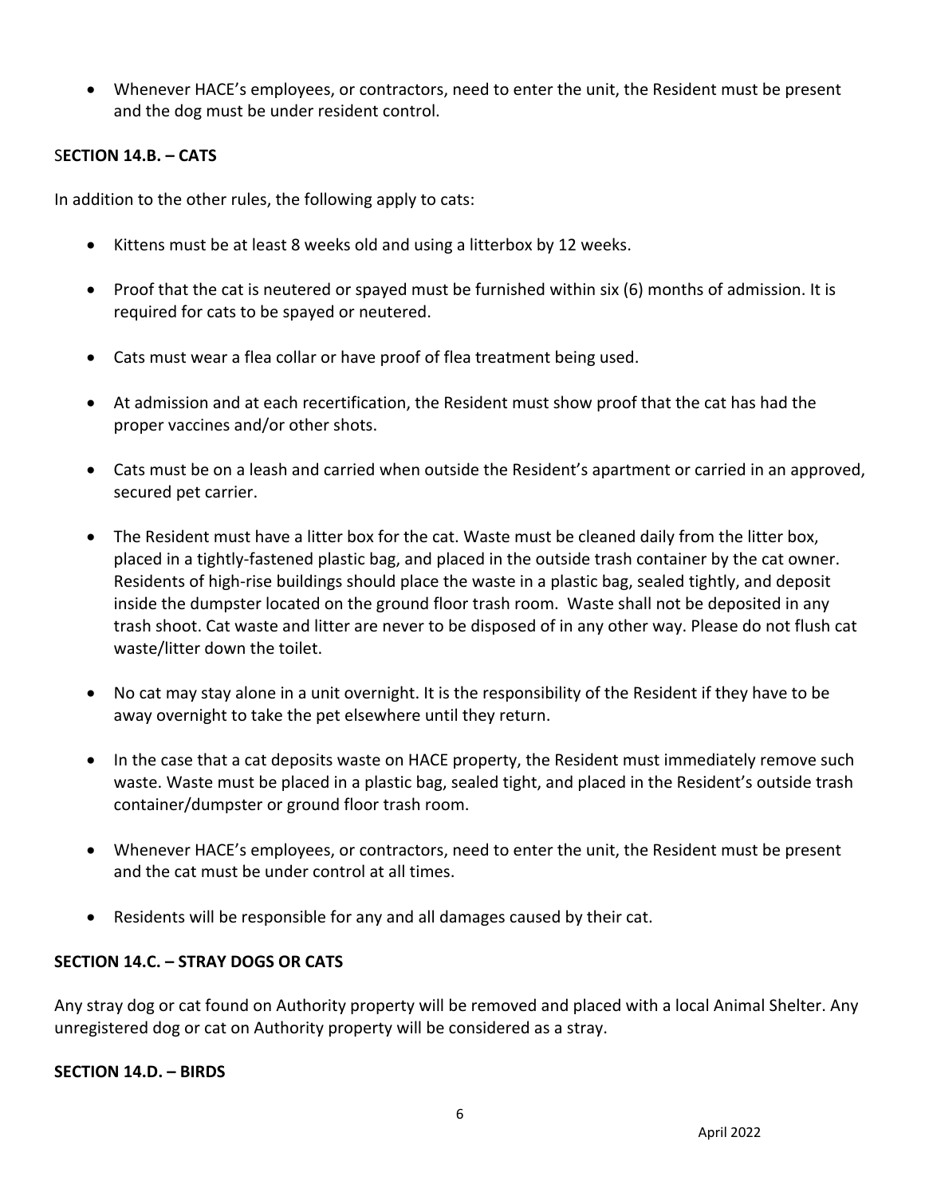- Whenever HACE's employees, or contractors, need to enter the unit, the Resident must be present and the dog must be under resident control.

**SECTION 14.B. – CATS**

In addition to the other rules, the following apply to cats:

- Kittens must be at least 8 weeks old and using a litterbox by 12 weeks.
- Proof that the cat is neutered or spayed must be furnished within six (6) months of admission. It is required for cats to be spayed or neutered.
- Cats must wear a flea collar or have proof of flea treatment being used.
- At admission and at each recertification, the Resident must show proof that the cat has had the proper vaccines and/or other shots.
- Cats must be on a leash and carried when outside the Resident's apartment or carried in an approved, secured pet carrier.
- The Resident must have a litter box for the cat. Waste must be cleaned daily from the litter box, placed in a tightly-fastened plastic bag, and placed in the outside trash container by the cat owner. Residents of high-rise buildings should place the waste in a plastic bag, sealed tightly, and deposit inside the dumpster located on the ground floor trash room. Waste shall not be deposited in any trash shoot. Cat waste and litter are never to be disposed of in any other way. Please do not flush cat waste/litter down the toilet.
- No cat may stay alone in a unit overnight. It is the responsibility of the Resident if they have to be away overnight to take the pet elsewhere until they return.
- In the case that a cat deposits waste on HACE property, the Resident must immediately remove such waste. Waste must be placed in a plastic bag, sealed tight, and placed in the Resident's outside trash container/dumpster or ground floor trash room.
- Whenever HACE's employees, or contractors, need to enter the unit, the Resident must be present and the cat must be under control at all times.
- Residents will be responsible for any and all damages caused by their cat.

**SECTION 14.C. – STRAY DOGS OR CATS**

Any stray dog or cat found on Authority property will be removed and placed with a local Animal Shelter. Any unregistered dog or cat on Authority property will be considered as a stray.

**SECTION 14.D. – BIRDS**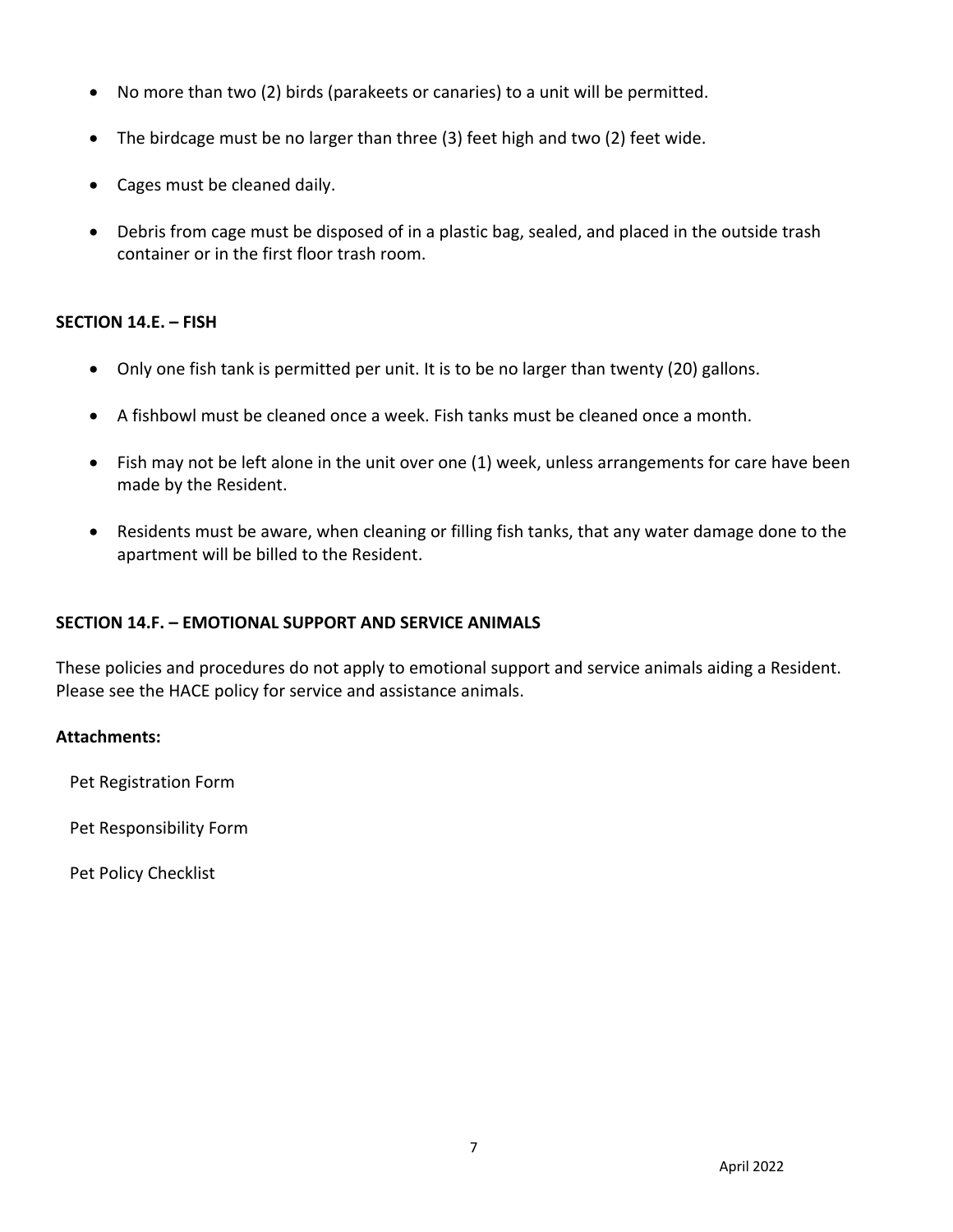- No more than two (2) birds (parakeets or canaries) to a unit will be permitted.
- The birdcage must be no larger than three (3) feet high and two (2) feet wide.
- Cages must be cleaned daily.
- Debris from cage must be disposed of in a plastic bag, sealed, and placed in the outside trash container or in the first floor trash room.

**SECTION 14.E. – FISH**

- Only one fish tank is permitted per unit. It is to be no larger than twenty (20) gallons.
- A fishbowl must be cleaned once a week. Fish tanks must be cleaned once a month.
- Fish may not be left alone in the unit over one (1) week, unless arrangements for care have been made by the Resident.
- Residents must be aware, when cleaning or filling fish tanks, that any water damage done to the apartment will be billed to the Resident.

**SECTION 14.F. – EMOTIONAL SUPPORT AND SERVICE ANIMALS**

These policies and procedures do not apply to emotional support and service animals aiding a Resident. Please see the HACE policy for service and assistance animals.

**Attachments:**

Pet Registration Form

Pet Responsibility Form

Pet Policy Checklist

April 2022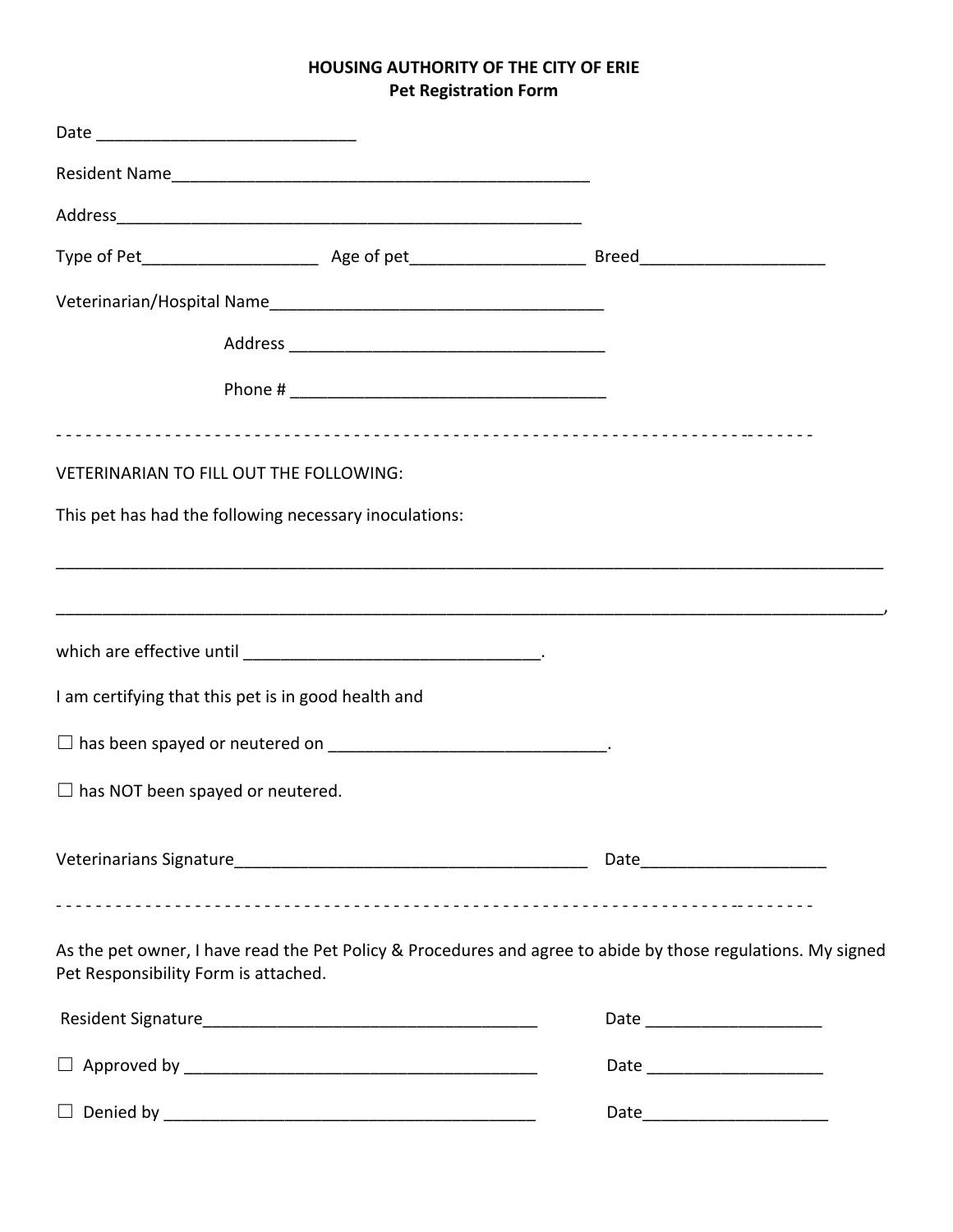**HOUSING AUTHORITY OF THE CITY OF ERIE**
**Pet Registration Form**

Date ____________________________

Resident Name_______________________________________________

Address____________________________________________________

Type of Pet___________________ Age of pet___________________ Breed____________________

Veterinarian/Hospital Name____________________________________

Address __________________________________

Phone # __________________________________

- - - - - - - - - - - - - - - - - - - - - - - - - - - - - - - - - - - - - - - - - - - - - - - - - - - - - - - - - - - - - - - - - - - - - - - - - - -

VETERINARIAN TO FILL OUT THE FOLLOWING:

This pet has had the following necessary inoculations:

_____________________________________________________________________________________

_____________________________________________________________________________________,

which are effective until ________________________________.

I am certifying that this pet is in good health and

☐ has been spayed or neutered on ______________________________.

☐ has NOT been spayed or neutered.

Veterinarians Signature_______________________________________ Date____________________

- - - - - - - - - - - - - - - - - - - - - - - - - - - - - - - - - - - - - - - - - - - - - - - - - - - - - - - - - - - - - - - - - - - - - - - - - - -

As the pet owner, I have read the Pet Policy & Procedures and agree to abide by those regulations. My signed Pet Responsibility Form is attached.

Resident Signature____________________________________ Date ___________________

☐ Approved by ______________________________________ Date ___________________

☐ Denied by ________________________________________ Date____________________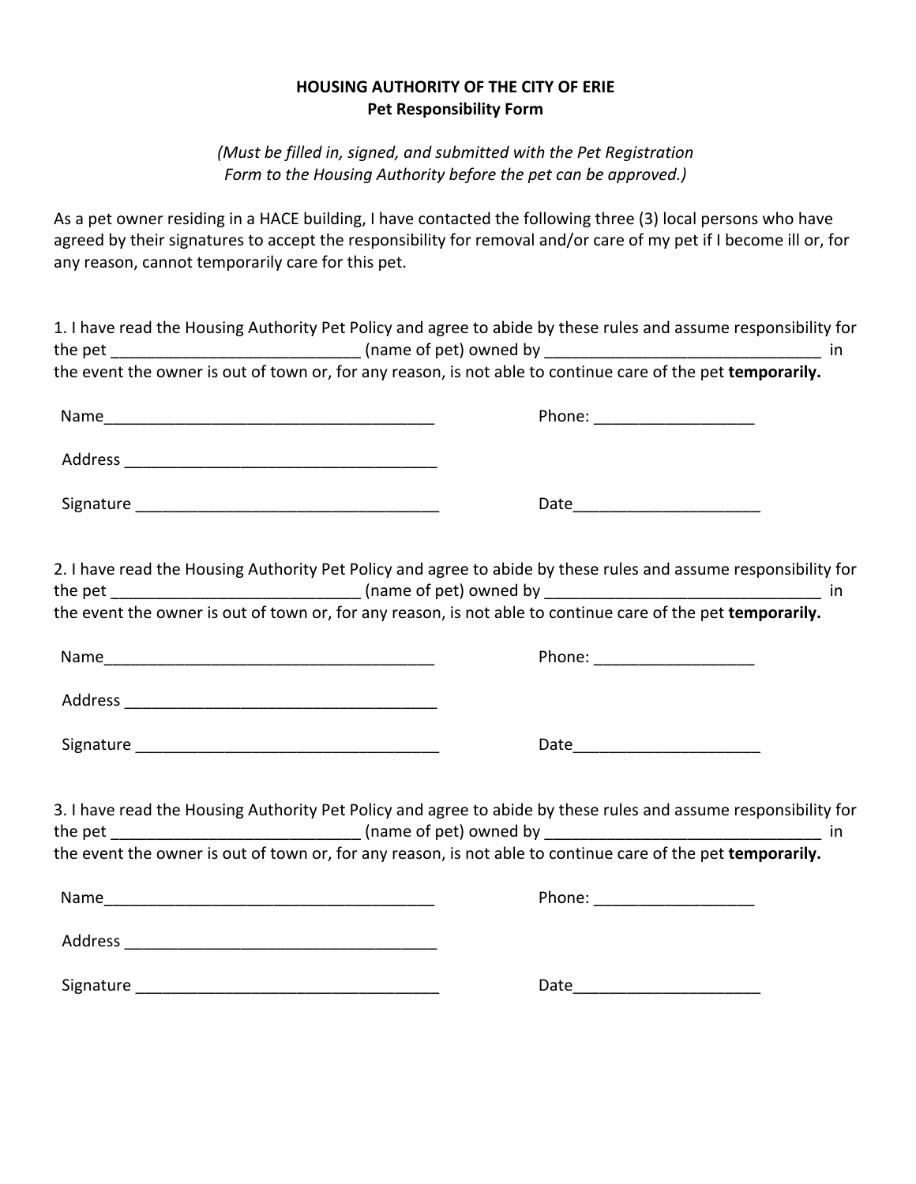**HOUSING AUTHORITY OF THE CITY OF ERIE**
**Pet Responsibility Form**

*(Must be filled in, signed, and submitted with the Pet Registration Form to the Housing Authority before the pet can be approved.)*

As a pet owner residing in a HACE building, I have contacted the following three (3) local persons who have agreed by their signatures to accept the responsibility for removal and/or care of my pet if I become ill or, for any reason, cannot temporarily care for this pet.

1. I have read the Housing Authority Pet Policy and agree to abide by these rules and assume responsibility for the pet ___________________________ (name of pet) owned by _______________________________ in the event the owner is out of town or, for any reason, is not able to continue care of the pet **temporarily.**

Name______________________________________ Phone: __________________

Address ____________________________________

Signature ___________________________________ Date_____________________

2. I have read the Housing Authority Pet Policy and agree to abide by these rules and assume responsibility for the pet ___________________________ (name of pet) owned by _______________________________ in the event the owner is out of town or, for any reason, is not able to continue care of the pet **temporarily.**

Name______________________________________ Phone: __________________

Address ____________________________________

Signature ___________________________________ Date_____________________

3. I have read the Housing Authority Pet Policy and agree to abide by these rules and assume responsibility for the pet ___________________________ (name of pet) owned by _______________________________ in the event the owner is out of town or, for any reason, is not able to continue care of the pet **temporarily.**

Name______________________________________ Phone: __________________

Address ____________________________________

Signature ___________________________________ Date_____________________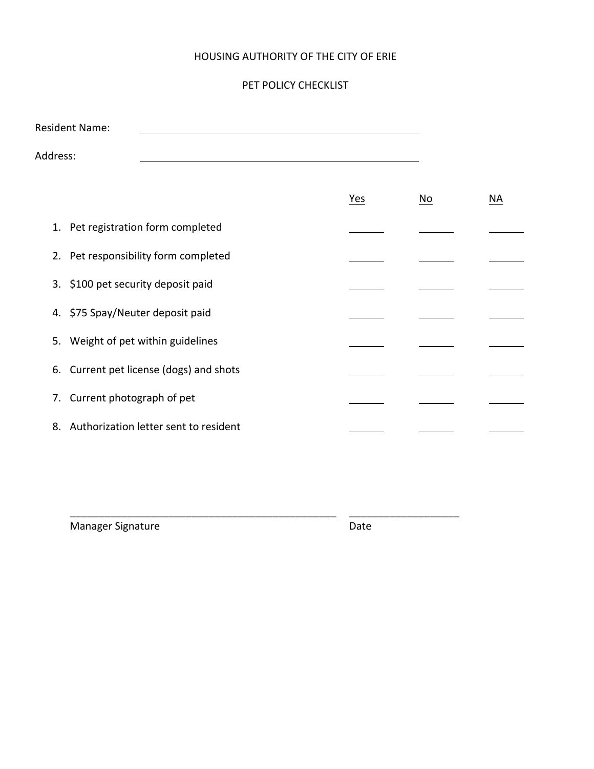HOUSING AUTHORITY OF THE CITY OF ERIE

PET POLICY CHECKLIST

Resident Name: ______________________________

Address: ______________________________

| | Yes | No | NA |
|---|---|---|---|
| 1. Pet registration form completed | ______ | ______ | ______ |
| 2. Pet responsibility form completed | ______ | ______ | ______ |
| 3. $100 pet security deposit paid | ______ | ______ | ______ |
| 4. $75 Spay/Neuter deposit paid | ______ | ______ | ______ |
| 5. Weight of pet within guidelines | ______ | ______ | ______ |
| 6. Current pet license (dogs) and shots | ______ | ______ | ______ |
| 7. Current photograph of pet | ______ | ______ | ______ |
| 8. Authorization letter sent to resident | ______ | ______ | ______ |

_______________________________________________ ___________________

Manager Signature Date